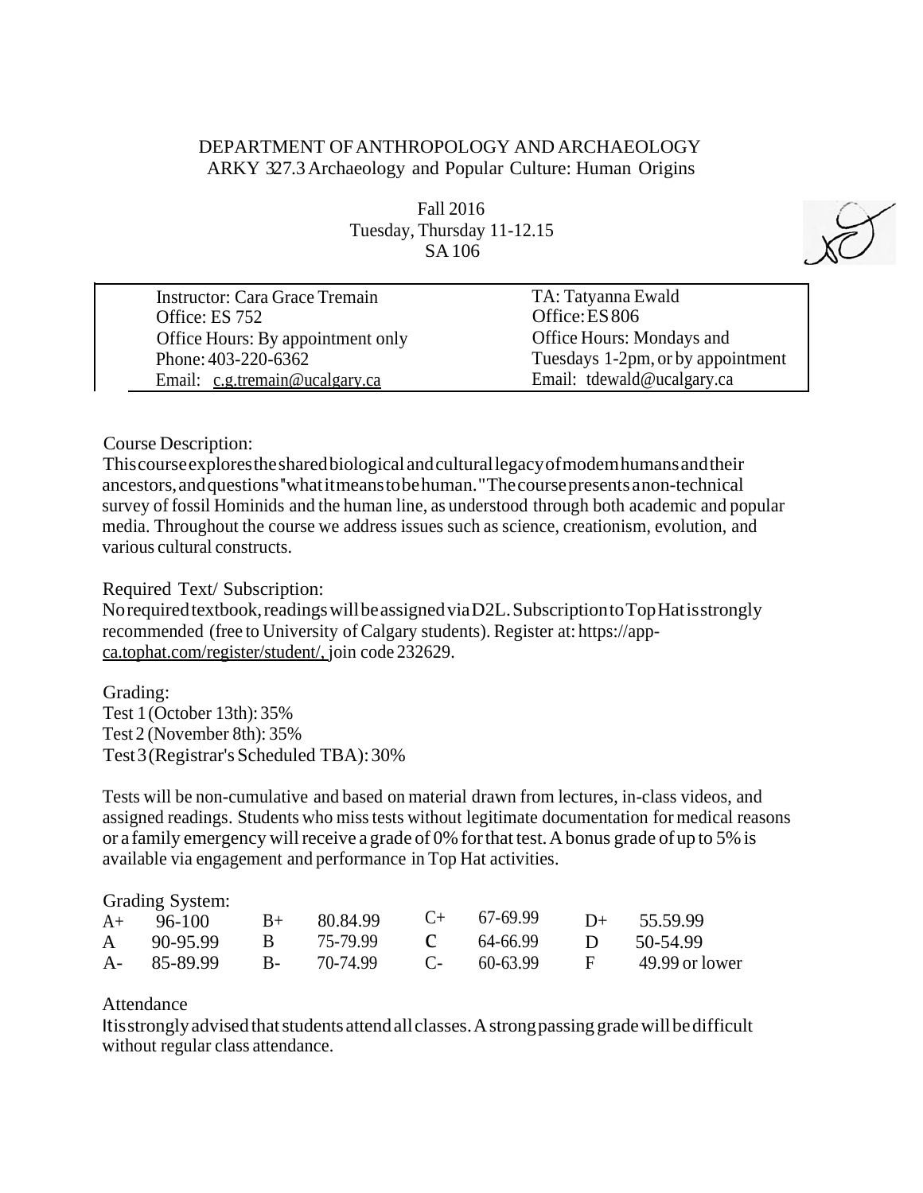DEPARTMENT OF ANTHROPOLOGY AND ARCHAEOLOGY
ARKY 327.3 Archaeology and Popular Culture: Human Origins

Fall 2016
Tuesday, Thursday 11-12.15
SA 106

| Instructor: Cara Grace Tremain | TA: Tatyanna Ewald |
|---|---|
| Office: ES 752 | Office: ES 806 |
| Office Hours: By appointment only | Office Hours: Mondays and Tuesdays 1-2pm, or by appointment |
| Phone: 403-220-6362 | |
| Email: c.g.tremain@ucalgary.ca | Email: tdewald@ucalgary.ca |

Course Description:
This course explores the shared biological and cultural legacy of modem humans and their ancestors, and questions "what it means to be human." The course presents a non-technical survey of fossil Hominids and the human line, as understood through both academic and popular media. Throughout the course we address issues such as science, creationism, evolution, and various cultural constructs.

Required Text/ Subscription:
No required textbook, readings will be assigned via D2L. Subscription to Top Hat is strongly recommended (free to University of Calgary students). Register at: https://app-ca.tophat.com/register/student/, join code 232629.

Grading:
Test 1 (October 13th): 35%
Test 2 (November 8th): 35%
Test 3 (Registrar's Scheduled TBA): 30%

Tests will be non-cumulative and based on material drawn from lectures, in-class videos, and assigned readings. Students who miss tests without legitimate documentation for medical reasons or a family emergency will receive a grade of 0% for that test. A bonus grade of up to 5% is available via engagement and performance in Top Hat activities.

Grading System:

| | | | | | | | |
|---|---|---|---|---|---|---|---|
| A+ | 96-100 | B+ | 80.84.99 | C+ | 67-69.99 | D+ | 55.59.99 |
| A | 90-95.99 | B | 75-79.99 | **C** | 64-66.99 | D | 50-54.99 |
| A- | 85-89.99 | B- | 70-74.99 | C- | 60-63.99 | F | 49.99 or lower |

Attendance
It is strongly advised that students attend all classes. A strong passing grade will be difficult without regular class attendance.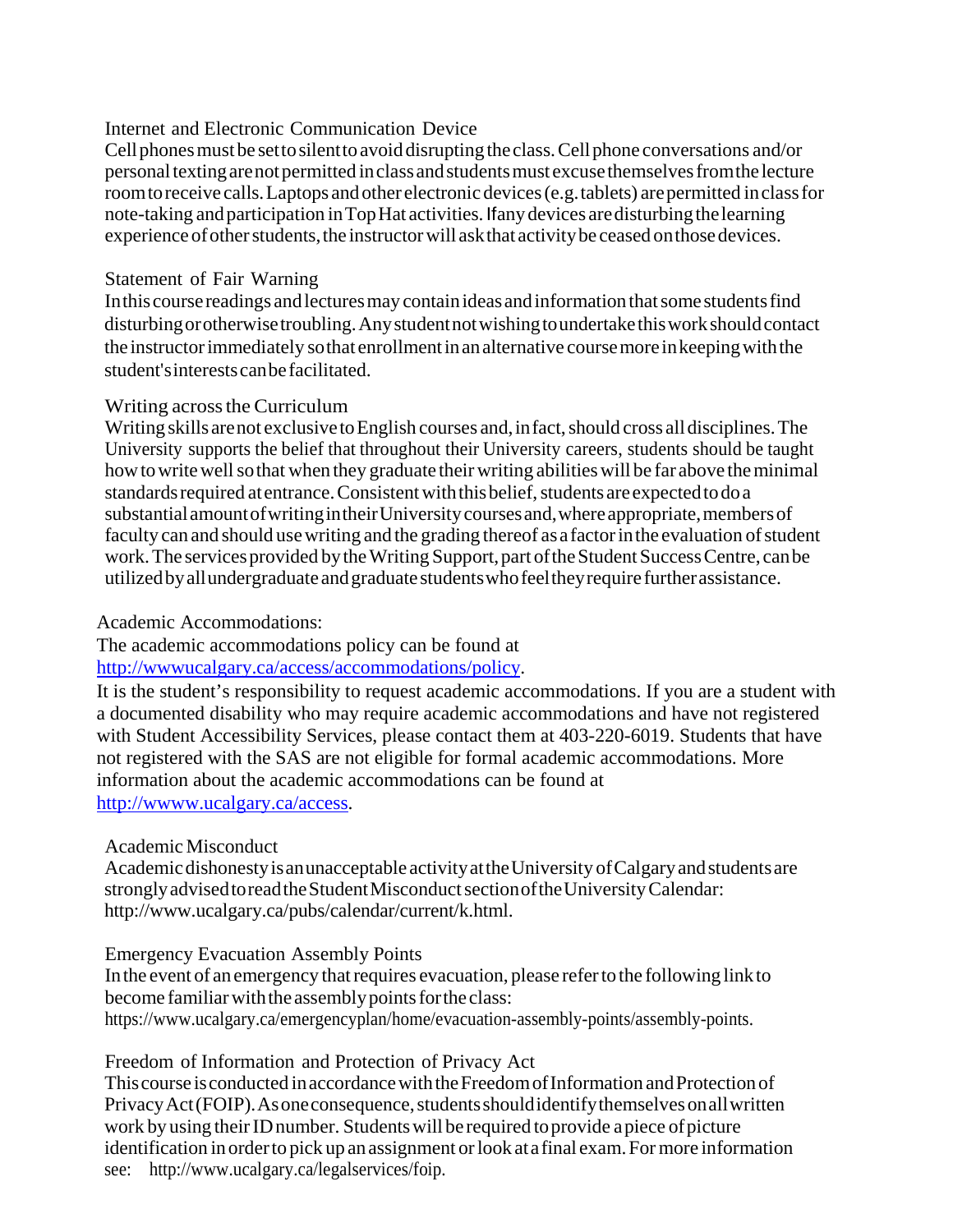## Internet and Electronic Communication Device

Cell phones must be set to silent to avoid disrupting the class. Cell phone conversations and/or personal texting are not permitted in class and students must excuse themselves from the lecture room to receive calls. Laptops and other electronic devices (e.g. tablets) are permitted in class for note-taking and participation in Top Hat activities. If any devices are disturbing the learning experience of other students, the instructor will ask that activity be ceased on those devices.

## Statement of Fair Warning

In this course readings and lectures may contain ideas and information that some students find disturbing or otherwise troubling. Any student not wishing to undertake this work should contact the instructor immediately so that enrollment in an alternative course more in keeping with the student's interests can be facilitated.

## Writing across the Curriculum

Writing skills are not exclusive to English courses and, in fact, should cross all disciplines. The University supports the belief that throughout their University careers, students should be taught how to write well so that when they graduate their writing abilities will be far above the minimal standards required at entrance. Consistent with this belief, students are expected to do a substantial amount of writing in their University courses and, where appropriate, members of faculty can and should use writing and the grading thereof as a factor in the evaluation of student work. The services provided by the Writing Support, part of the Student Success Centre, can be utilized by all undergraduate and graduate students who feel they require further assistance.

## Academic Accommodations:

The academic accommodations policy can be found at [http://wwwucalgary.ca/access/accommodations/policy](http://wwwucalgary.ca/access/accommodations/policy).

It is the student's responsibility to request academic accommodations. If you are a student with a documented disability who may require academic accommodations and have not registered with Student Accessibility Services, please contact them at 403-220-6019. Students that have not registered with the SAS are not eligible for formal academic accommodations. More information about the academic accommodations can be found at [http://wwww.ucalgary.ca/access](http://wwww.ucalgary.ca/access).

## Academic Misconduct

Academic dishonesty is an unacceptable activity at the University of Calgary and students are strongly advised to read the Student Misconduct section of the University Calendar: http://www.ucalgary.ca/pubs/calendar/current/k.html.

## Emergency Evacuation Assembly Points

In the event of an emergency that requires evacuation, please refer to the following link to become familiar with the assembly points for the class: https://www.ucalgary.ca/emergencyplan/home/evacuation-assembly-points/assembly-points.

## Freedom of Information and Protection of Privacy Act

This course is conducted in accordance with the Freedom of Information and Protection of Privacy Act (FOIP). As one consequence, students should identify themselves on all written work by using their ID number. Students will be required to provide a piece of picture identification in order to pick up an assignment or look at a final exam. For more information see: http://www.ucalgary.ca/legalservices/foip.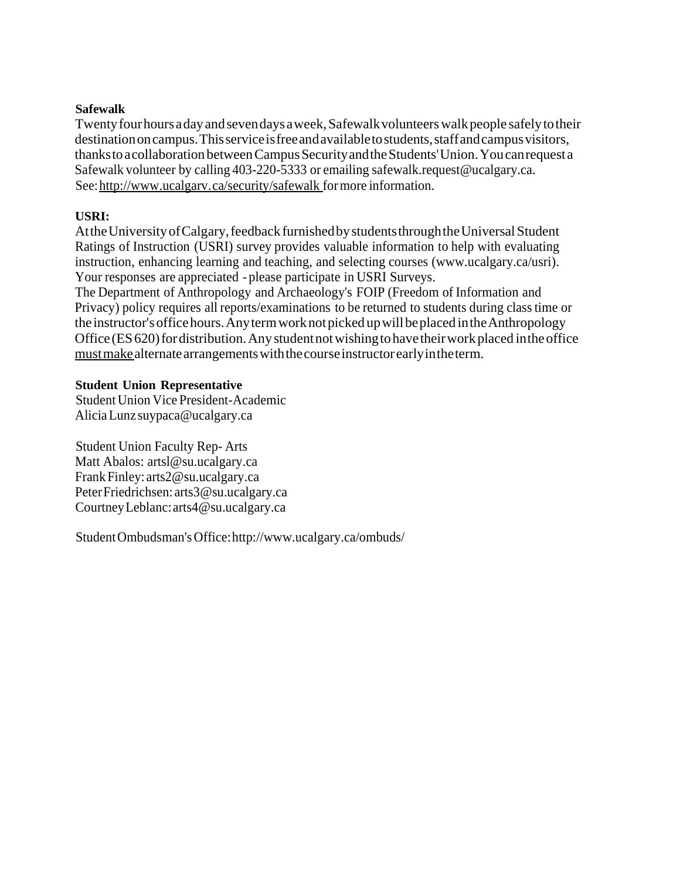**Safewalk**

Twenty four hours a day and seven days a week, Safewalk volunteers walk people safely to their destination on campus. This service is free and available to students, staff and campus visitors, thanks to a collaboration between Campus Security and the Students' Union. You can request a Safewalk volunteer by calling 403-220-5333 or emailing safewalk.request@ucalgary.ca. See: http://www.ucalgarv.ca/security/safewalk for more information.

**USRI:**

At the University of Calgary, feedback furnished by students through the Universal Student Ratings of Instruction (USRI) survey provides valuable information to help with evaluating instruction, enhancing learning and teaching, and selecting courses (www.ucalgary.ca/usri). Your responses are appreciated - please participate in USRI Surveys.

The Department of Anthropology and Archaeology's FOIP (Freedom of Information and Privacy) policy requires all reports/examinations to be returned to students during class time or the instructor's office hours. Any term work not picked up will be placed in the Anthropology Office (ES 620) for distribution. Any student not wishing to have their work placed in the office must make alternate arrangements with the course instructor early in the term.

**Student Union Representative**

Student Union Vice President-Academic
Alicia Lunz suypaca@ucalgary.ca

Student Union Faculty Rep- Arts
Matt Abalos: artsl@su.ucalgary.ca
Frank Finley: arts2@su.ucalgary.ca
Peter Friedrichsen: arts3@su.ucalgary.ca
Courtney Leblanc: arts4@su.ucalgary.ca

Student Ombudsman's Office: http://www.ucalgary.ca/ombuds/